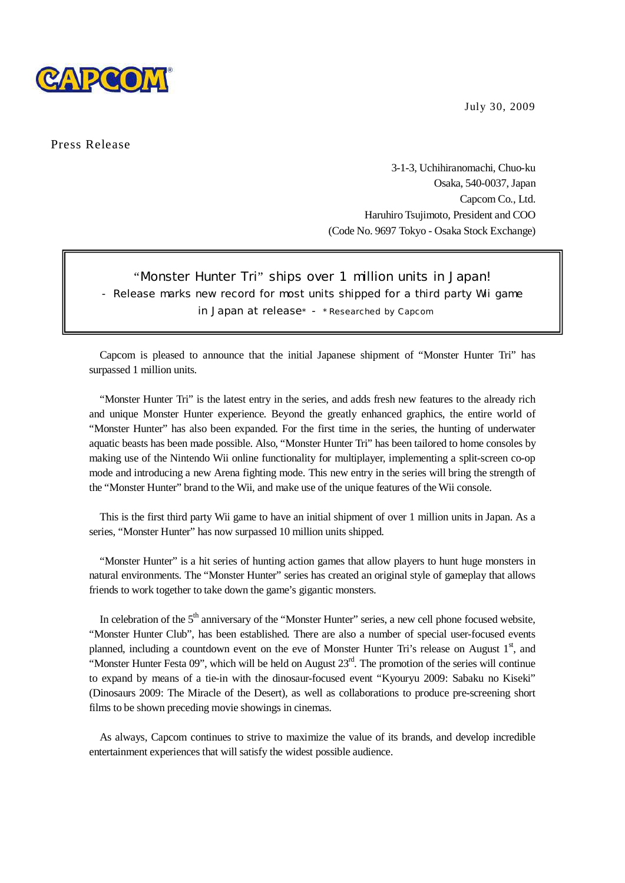CAPCOM

July 30, 2009

Press Release

3-1-3, Uchihiranomachi, Chuo-ku
Osaka, 540-0037, Japan
Capcom Co., Ltd.
Haruhiro Tsujimoto, President and COO
(Code No. 9697 Tokyo - Osaka Stock Exchange)

# "Monster Hunter Tri" ships over 1 million units in Japan!

## - Release marks new record for most units shipped for a third party Wii game in Japan at release* - *Researched by Capcom

Capcom is pleased to announce that the initial Japanese shipment of "Monster Hunter Tri" has surpassed 1 million units.

"Monster Hunter Tri" is the latest entry in the series, and adds fresh new features to the already rich and unique Monster Hunter experience. Beyond the greatly enhanced graphics, the entire world of "Monster Hunter" has also been expanded. For the first time in the series, the hunting of underwater aquatic beasts has been made possible. Also, "Monster Hunter Tri" has been tailored to home consoles by making use of the Nintendo Wii online functionality for multiplayer, implementing a split-screen co-op mode and introducing a new Arena fighting mode. This new entry in the series will bring the strength of the "Monster Hunter" brand to the Wii, and make use of the unique features of the Wii console.

This is the first third party Wii game to have an initial shipment of over 1 million units in Japan. As a series, "Monster Hunter" has now surpassed 10 million units shipped.

"Monster Hunter" is a hit series of hunting action games that allow players to hunt huge monsters in natural environments. The "Monster Hunter" series has created an original style of gameplay that allows friends to work together to take down the game's gigantic monsters.

In celebration of the 5th anniversary of the "Monster Hunter" series, a new cell phone focused website, "Monster Hunter Club", has been established. There are also a number of special user-focused events planned, including a countdown event on the eve of Monster Hunter Tri's release on August 1st, and "Monster Hunter Festa 09", which will be held on August 23rd. The promotion of the series will continue to expand by means of a tie-in with the dinosaur-focused event "Kyouryu 2009: Sabaku no Kiseki" (Dinosaurs 2009: The Miracle of the Desert), as well as collaborations to produce pre-screening short films to be shown preceding movie showings in cinemas.

As always, Capcom continues to strive to maximize the value of its brands, and develop incredible entertainment experiences that will satisfy the widest possible audience.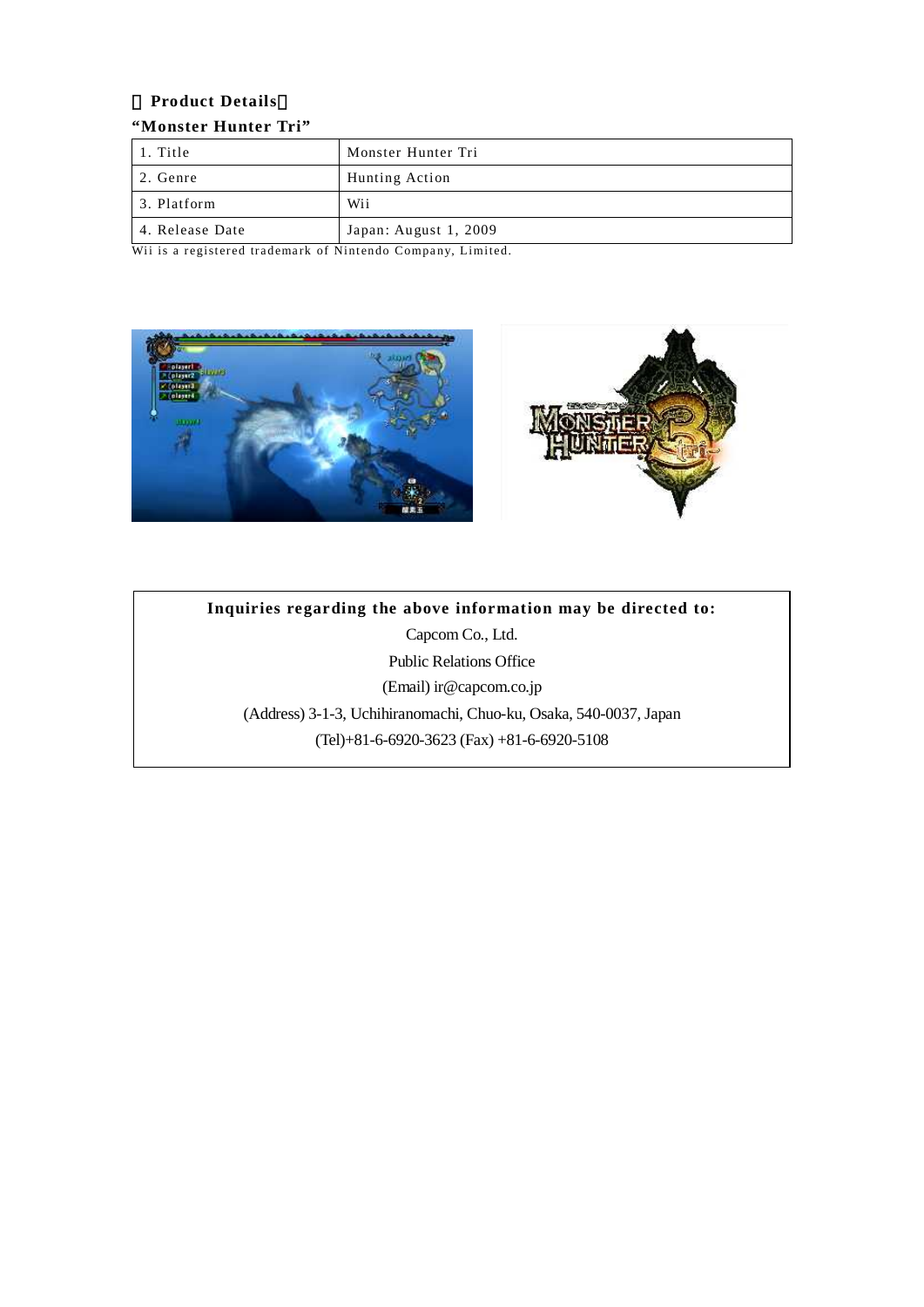**Product Details**

**"Monster Hunter Tri"**

| | |
|---|---|
| 1. Title | Monster Hunter Tri |
| 2. Genre | Hunting Action |
| 3. Platform | Wii |
| 4. Release Date | Japan: August 1, 2009 |

Wii is a registered trademark of Nintendo Company, Limited.

**Inquiries regarding the above information may be directed to:**

Capcom Co., Ltd.

Public Relations Office

(Email) ir@capcom.co.jp

(Address) 3-1-3, Uchihiranomachi, Chuo-ku, Osaka, 540-0037, Japan

(Tel)+81-6-6920-3623 (Fax) +81-6-6920-5108